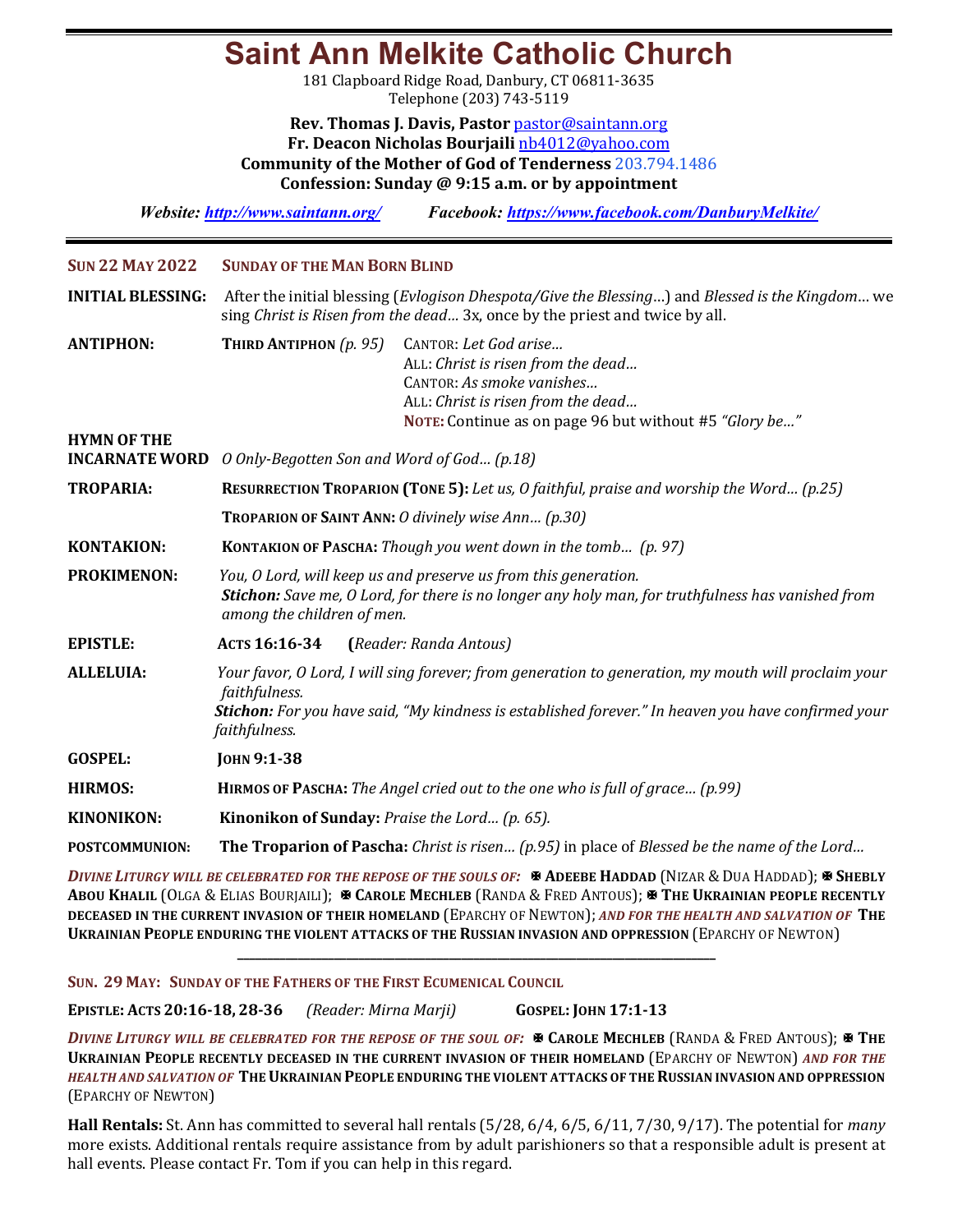# Saint Ann Melkite Catholic Church

181 Clapboard Ridge Road, Danbury, CT 06811-3635
Telephone (203) 743-5119

**Rev. Thomas J. Davis, Pastor** pastor@saintann.org
**Fr. Deacon Nicholas Bourjaili** nb4012@yahoo.com
**Community of the Mother of God of Tenderness** 203.794.1486
**Confession: Sunday @ 9:15 a.m. or by appointment**

***Website:*** ***http://www.saintann.org/*** ***Facebook:*** ***https://www.facebook.com/DanburyMelkite/***

---

**SUN 22 MAY 2022** **SUNDAY OF THE MAN BORN BLIND**

**INITIAL BLESSING:** After the initial blessing (*Evlogison Dhespota/Give the Blessing*…) and *Blessed is the Kingdom*… we sing *Christ is Risen from the dead*… 3x, once by the priest and twice by all.

**ANTIPHON:** **THIRD ANTIPHON** *(p. 95)*
CANTOR: *Let God arise…*
ALL: *Christ is risen from the dead…*
CANTOR: *As smoke vanishes…*
ALL: *Christ is risen from the dead…*
**NOTE:** Continue as on page 96 but without #5 *"Glory be…"*

**HYMN OF THE INCARNATE WORD** *O Only-Begotten Son and Word of God… (p.18)*

**TROPARIA:** **RESURRECTION TROPARION (TONE 5):** *Let us, O faithful, praise and worship the Word… (p.25)*
**TROPARION OF SAINT ANN:** *O divinely wise Ann… (p.30)*

**KONTAKION:** **KONTAKION OF PASCHA:** *Though you went down in the tomb… (p. 97)*

**PROKIMENON:** *You, O Lord, will keep us and preserve us from this generation.*
***Stichon:*** *Save me, O Lord, for there is no longer any holy man, for truthfulness has vanished from among the children of men.*

**EPISTLE:** **ACTS 16:16-34** **(***Reader: Randa Antous)*

**ALLELUIA:** *Your favor, O Lord, I will sing forever; from generation to generation, my mouth will proclaim your faithfulness.*
***Stichon:*** *For you have said, "My kindness is established forever." In heaven you have confirmed your faithfulness.*

**GOSPEL:** **JOHN 9:1-38**

**HIRMOS:** **HIRMOS OF PASCHA:** *The Angel cried out to the one who is full of grace… (p.99)*

**KINONIKON:** **Kinonikon of Sunday:** *Praise the Lord… (p. 65).*

**POSTCOMMUNION:** **The Troparion of Pascha:** *Christ is risen… (p.95)* in place of *Blessed be the name of the Lord…*

***DIVINE LITURGY WILL BE CELEBRATED FOR THE REPOSE OF THE SOULS OF:*** ✠ **ADEEBE HADDAD** (NIZAR & DUA HADDAD); ✠ **SHEBLY ABOU KHALIL** (OLGA & ELIAS BOURJAILI); ✠ **CAROLE MECHLEB** (RANDA & FRED ANTOUS); ✠ **THE UKRAINIAN PEOPLE RECENTLY DECEASED IN THE CURRENT INVASION OF THEIR HOMELAND** (EPARCHY OF NEWTON); ***AND FOR THE HEALTH AND SALVATION OF*** **THE UKRAINIAN PEOPLE ENDURING THE VIOLENT ATTACKS OF THE RUSSIAN INVASION AND OPPRESSION** (EPARCHY OF NEWTON)

---

**SUN. 29 MAY: SUNDAY OF THE FATHERS OF THE FIRST ECUMENICAL COUNCIL**

**EPISTLE: ACTS 20:16-18, 28-36** *(Reader: Mirna Marji)* **GOSPEL: JOHN 17:1-13**

***DIVINE LITURGY WILL BE CELEBRATED FOR THE REPOSE OF THE SOUL OF:*** ✠ **CAROLE MECHLEB** (RANDA & FRED ANTOUS); ✠ **THE UKRAINIAN PEOPLE RECENTLY DECEASED IN THE CURRENT INVASION OF THEIR HOMELAND** (EPARCHY OF NEWTON) ***AND FOR THE HEALTH AND SALVATION OF*** **THE UKRAINIAN PEOPLE ENDURING THE VIOLENT ATTACKS OF THE RUSSIAN INVASION AND OPPRESSION** (EPARCHY OF NEWTON)

**Hall Rentals:** St. Ann has committed to several hall rentals (5/28, 6/4, 6/5, 6/11, 7/30, 9/17). The potential for *many* more exists. Additional rentals require assistance from by adult parishioners so that a responsible adult is present at hall events. Please contact Fr. Tom if you can help in this regard.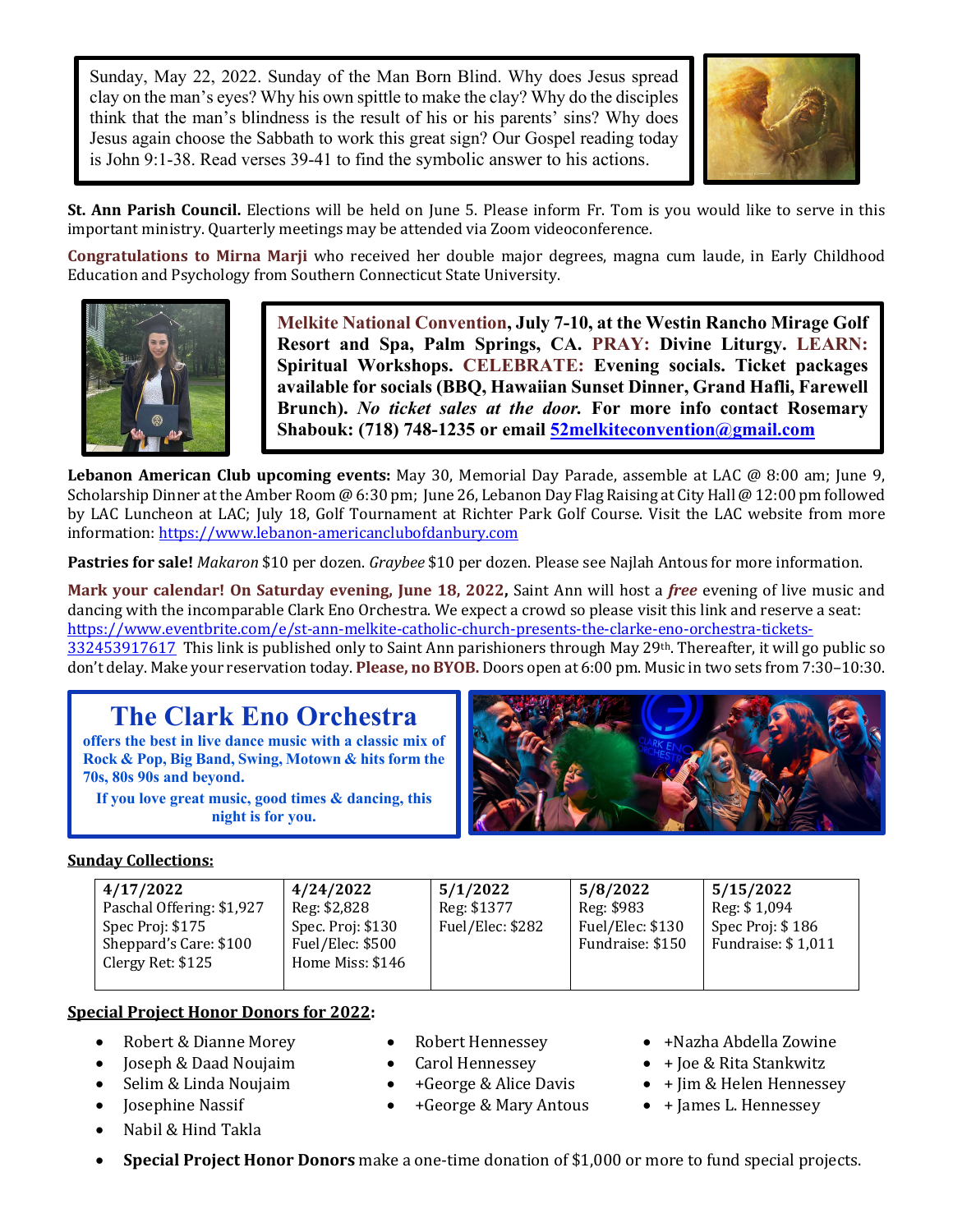Sunday, May 22, 2022. Sunday of the Man Born Blind. Why does Jesus spread clay on the man's eyes? Why his own spittle to make the clay? Why do the disciples think that the man's blindness is the result of his or his parents' sins? Why does Jesus again choose the Sabbath to work this great sign? Our Gospel reading today is John 9:1-38. Read verses 39-41 to find the symbolic answer to his actions.

**St. Ann Parish Council.** Elections will be held on June 5. Please inform Fr. Tom is you would like to serve in this important ministry. Quarterly meetings may be attended via Zoom videoconference.

**Congratulations to Mirna Marji** who received her double major degrees, magna cum laude, in Early Childhood Education and Psychology from Southern Connecticut State University.

**Melkite National Convention, July 7-10, at the Westin Rancho Mirage Golf Resort and Spa, Palm Springs, CA. PRAY: Divine Liturgy. LEARN: Spiritual Workshops. CELEBRATE: Evening socials. Ticket packages available for socials (BBQ, Hawaiian Sunset Dinner, Grand Hafli, Farewell Brunch).** ***No ticket sales at the door.*** **For more info contact Rosemary Shabouk: (718) 748-1235 or email [52melkiteconvention@gmail.com](mailto:52melkiteconvention@gmail.com)**

**Lebanon American Club upcoming events:** May 30, Memorial Day Parade, assemble at LAC @ 8:00 am; June 9, Scholarship Dinner at the Amber Room @ 6:30 pm; June 26, Lebanon Day Flag Raising at City Hall @ 12:00 pm followed by LAC Luncheon at LAC; July 18, Golf Tournament at Richter Park Golf Course. Visit the LAC website from more information: https://www.lebanon-americanclubofdanbury.com

**Pastries for sale!** *Makaron* $10 per dozen. *Graybee* $10 per dozen. Please see Najlah Antous for more information.

**Mark your calendar! On Saturday evening, June 18, 2022,** Saint Ann will host a ***free*** evening of live music and dancing with the incomparable Clark Eno Orchestra. We expect a crowd so please visit this link and reserve a seat: https://www.eventbrite.com/e/st-ann-melkite-catholic-church-presents-the-clarke-eno-orchestra-tickets-332453917617 This link is published only to Saint Ann parishioners through May 29th. Thereafter, it will go public so don't delay. Make your reservation today. **Please, no BYOB.** Doors open at 6:00 pm. Music in two sets from 7:30–10:30.

## The Clark Eno Orchestra

**offers the best in live dance music with a classic mix of Rock & Pop, Big Band, Swing, Motown & hits form the 70s, 80s 90s and beyond.**

**If you love great music, good times & dancing, this night is for you.**

**Sunday Collections:**

| 4/17/2022 | 4/24/2022 | 5/1/2022 | 5/8/2022 | 5/15/2022 |
|---|---|---|---|---|
| Paschal Offering: $1,927<br>Spec Proj: $175<br>Sheppard's Care: $100<br>Clergy Ret: $125 | Reg: $2,828<br>Spec. Proj: $130<br>Fuel/Elec: $500<br>Home Miss: $146 | Reg: $1377<br>Fuel/Elec: $282 | Reg: $983<br>Fuel/Elec: $130<br>Fundraise: $150 | Reg: $ 1,094<br>Spec Proj: $ 186<br>Fundraise: $ 1,011 |

**Special Project Honor Donors for 2022:**

- Robert & Dianne Morey
- Joseph & Daad Noujaim
- Selim & Linda Noujaim
- Josephine Nassif
- Nabil & Hind Takla
- Robert Hennessey
- Carol Hennessey
- +George & Alice Davis
- +George & Mary Antous
- +Nazha Abdella Zowine
- + Joe & Rita Stankwitz
- + Jim & Helen Hennessey
- + James L. Hennessey

- **Special Project Honor Donors** make a one-time donation of $1,000 or more to fund special projects.